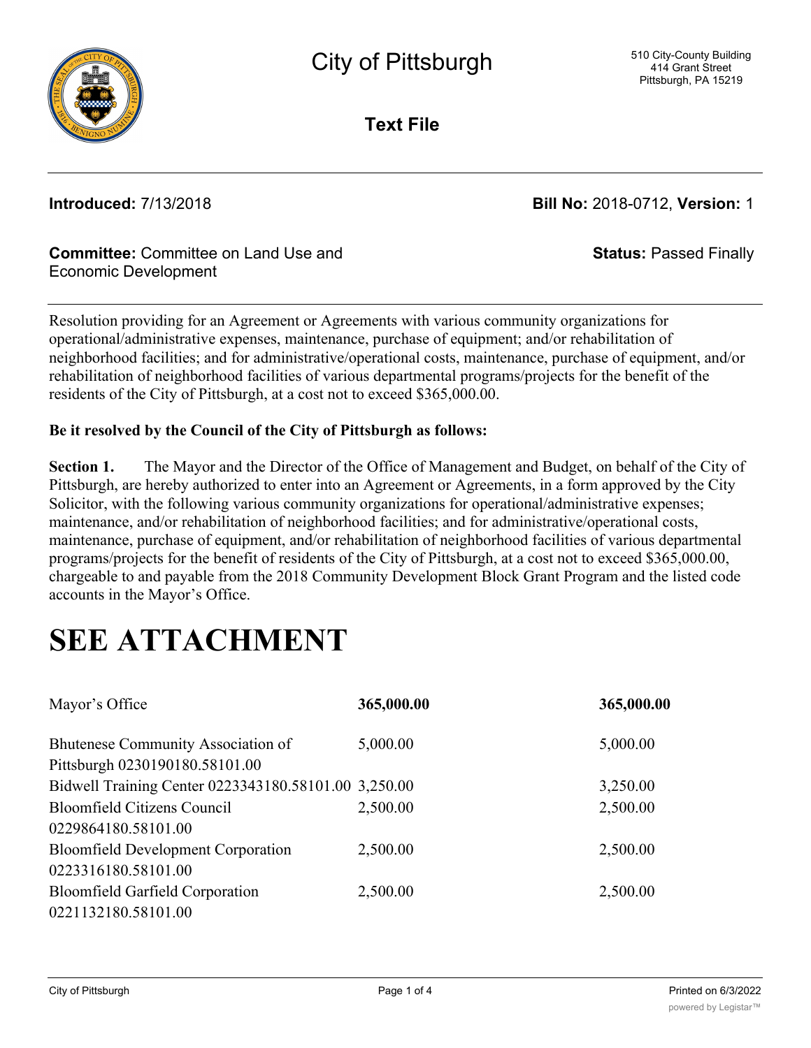# City of Pittsburgh

510 City-County Building
414 Grant Street
Pittsburgh, PA 15219

**Text File**

**Introduced:** 7/13/2018

**Bill No:** 2018-0712, **Version:** 1

**Committee:** Committee on Land Use and Economic Development

**Status:** Passed Finally

Resolution providing for an Agreement or Agreements with various community organizations for operational/administrative expenses, maintenance, purchase of equipment; and/or rehabilitation of neighborhood facilities; and for administrative/operational costs, maintenance, purchase of equipment, and/or rehabilitation of neighborhood facilities of various departmental programs/projects for the benefit of the residents of the City of Pittsburgh, at a cost not to exceed $365,000.00.

**Be it resolved by the Council of the City of Pittsburgh as follows:**

**Section 1.** The Mayor and the Director of the Office of Management and Budget, on behalf of the City of Pittsburgh, are hereby authorized to enter into an Agreement or Agreements, in a form approved by the City Solicitor, with the following various community organizations for operational/administrative expenses; maintenance, and/or rehabilitation of neighborhood facilities; and for administrative/operational costs, maintenance, purchase of equipment, and/or rehabilitation of neighborhood facilities of various departmental programs/projects for the benefit of residents of the City of Pittsburgh, at a cost not to exceed $365,000.00, chargeable to and payable from the 2018 Community Development Block Grant Program and the listed code accounts in the Mayor's Office.

# SEE ATTACHMENT

| | | |
|---|---|---|
| Mayor's Office | **365,000.00** | **365,000.00** |
| Bhutenese Community Association of Pittsburgh 0230190180.58101.00 | 5,000.00 | 5,000.00 |
| Bidwell Training Center 0223343180.58101.00 | 3,250.00 | 3,250.00 |
| Bloomfield Citizens Council 0229864180.58101.00 | 2,500.00 | 2,500.00 |
| Bloomfield Development Corporation 0223316180.58101.00 | 2,500.00 | 2,500.00 |
| Bloomfield Garfield Corporation 0221132180.58101.00 | 2,500.00 | 2,500.00 |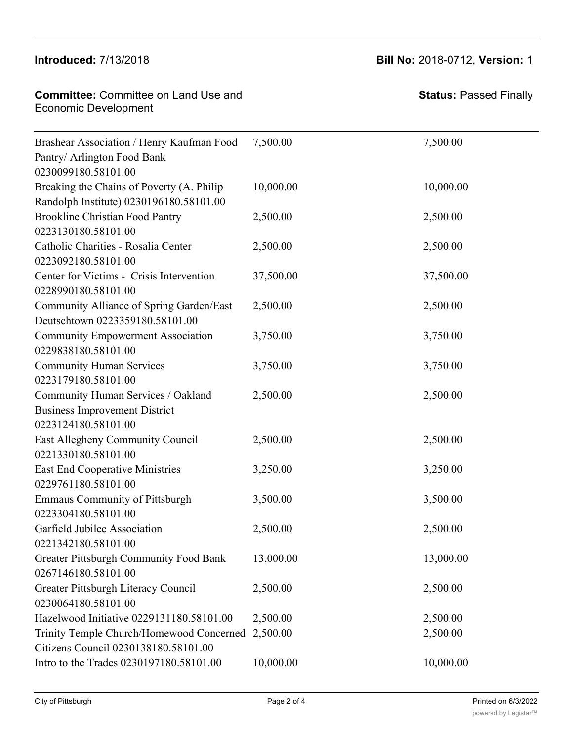**Introduced:** 7/13/2018

**Bill No:** 2018-0712, **Version:** 1

**Committee:** Committee on Land Use and Economic Development

**Status:** Passed Finally

| | | |
|---|---|---|
| Brashear Association / Henry Kaufman Food Pantry/ Arlington Food Bank 0230099180.58101.00 | 7,500.00 | 7,500.00 |
| Breaking the Chains of Poverty (A. Philip Randolph Institute) 0230196180.58101.00 | 10,000.00 | 10,000.00 |
| Brookline Christian Food Pantry 0223130180.58101.00 | 2,500.00 | 2,500.00 |
| Catholic Charities - Rosalia Center 0223092180.58101.00 | 2,500.00 | 2,500.00 |
| Center for Victims - Crisis Intervention 0228990180.58101.00 | 37,500.00 | 37,500.00 |
| Community Alliance of Spring Garden/East Deutschtown 0223359180.58101.00 | 2,500.00 | 2,500.00 |
| Community Empowerment Association 0229838180.58101.00 | 3,750.00 | 3,750.00 |
| Community Human Services 0223179180.58101.00 | 3,750.00 | 3,750.00 |
| Community Human Services / Oakland Business Improvement District 0223124180.58101.00 | 2,500.00 | 2,500.00 |
| East Allegheny Community Council 0221330180.58101.00 | 2,500.00 | 2,500.00 |
| East End Cooperative Ministries 0229761180.58101.00 | 3,250.00 | 3,250.00 |
| Emmaus Community of Pittsburgh 0223304180.58101.00 | 3,500.00 | 3,500.00 |
| Garfield Jubilee Association 0221342180.58101.00 | 2,500.00 | 2,500.00 |
| Greater Pittsburgh Community Food Bank 0267146180.58101.00 | 13,000.00 | 13,000.00 |
| Greater Pittsburgh Literacy Council 0230064180.58101.00 | 2,500.00 | 2,500.00 |
| Hazelwood Initiative 0229131180.58101.00 | 2,500.00 | 2,500.00 |
| Trinity Temple Church/Homewood Concerned Citizens Council 0230138180.58101.00 | 2,500.00 | 2,500.00 |
| Intro to the Trades 0230197180.58101.00 | 10,000.00 | 10,000.00 |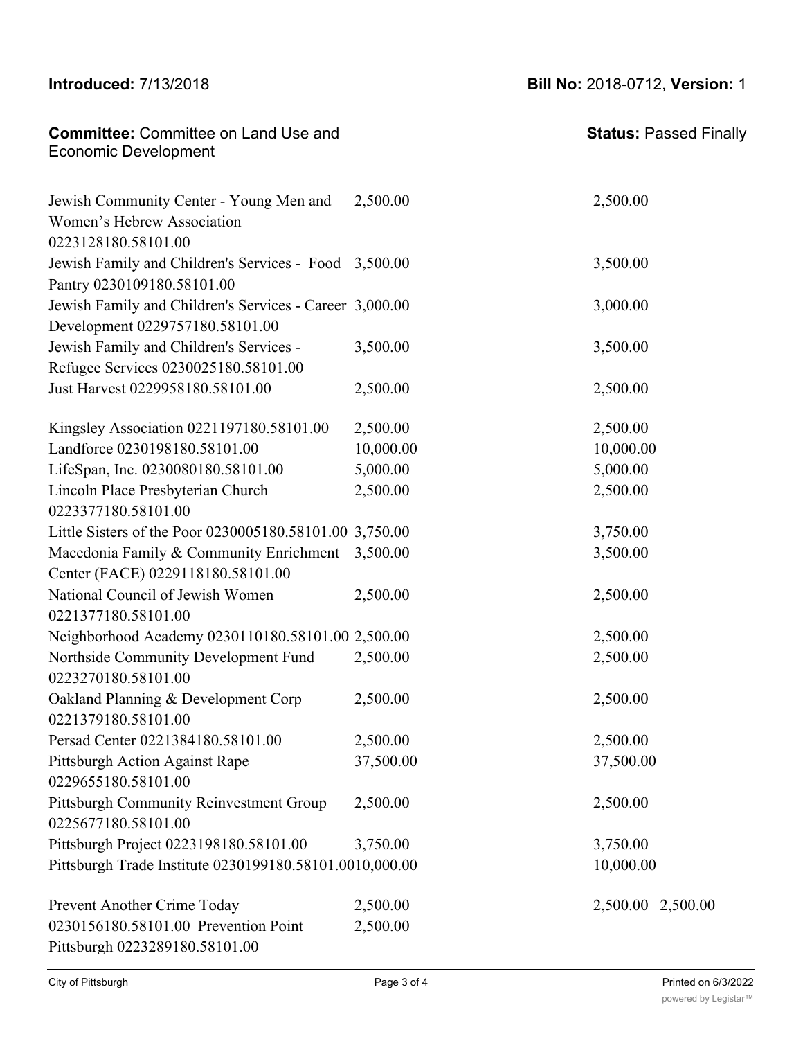**Introduced:** 7/13/2018 **Bill No:** 2018-0712, **Version:** 1

**Committee:** Committee on Land Use and Economic Development **Status:** Passed Finally

| | | |
|---|---|---|
| Jewish Community Center - Young Men and Women's Hebrew Association 0223128180.58101.00 | 2,500.00 | 2,500.00 |
| Jewish Family and Children's Services - Food Pantry 0230109180.58101.00 | 3,500.00 | 3,500.00 |
| Jewish Family and Children's Services - Career Development 0229757180.58101.00 | 3,000.00 | 3,000.00 |
| Jewish Family and Children's Services - Refugee Services 0230025180.58101.00 | 3,500.00 | 3,500.00 |
| Just Harvest 0229958180.58101.00 | 2,500.00 | 2,500.00 |
| Kingsley Association 0221197180.58101.00 | 2,500.00 | 2,500.00 |
| Landforce 0230198180.58101.00 | 10,000.00 | 10,000.00 |
| LifeSpan, Inc. 0230080180.58101.00 | 5,000.00 | 5,000.00 |
| Lincoln Place Presbyterian Church 0223377180.58101.00 | 2,500.00 | 2,500.00 |
| Little Sisters of the Poor 0230005180.58101.00 | 3,750.00 | 3,750.00 |
| Macedonia Family & Community Enrichment Center (FACE) 0229118180.58101.00 | 3,500.00 | 3,500.00 |
| National Council of Jewish Women 0221377180.58101.00 | 2,500.00 | 2,500.00 |
| Neighborhood Academy 0230110180.58101.00 | 2,500.00 | 2,500.00 |
| Northside Community Development Fund 0223270180.58101.00 | 2,500.00 | 2,500.00 |
| Oakland Planning & Development Corp 0221379180.58101.00 | 2,500.00 | 2,500.00 |
| Persad Center 0221384180.58101.00 | 2,500.00 | 2,500.00 |
| Pittsburgh Action Against Rape 0229655180.58101.00 | 37,500.00 | 37,500.00 |
| Pittsburgh Community Reinvestment Group 0225677180.58101.00 | 2,500.00 | 2,500.00 |
| Pittsburgh Project 0223198180.58101.00 | 3,750.00 | 3,750.00 |
| Pittsburgh Trade Institute 0230199180.58101.00 | 10,000.00 | 10,000.00 |
| Prevent Another Crime Today 0230156180.58101.00 | 2,500.00 | 2,500.00 |
| Prevention Point Pittsburgh 0223289180.58101.00 | 2,500.00 | 2,500.00 |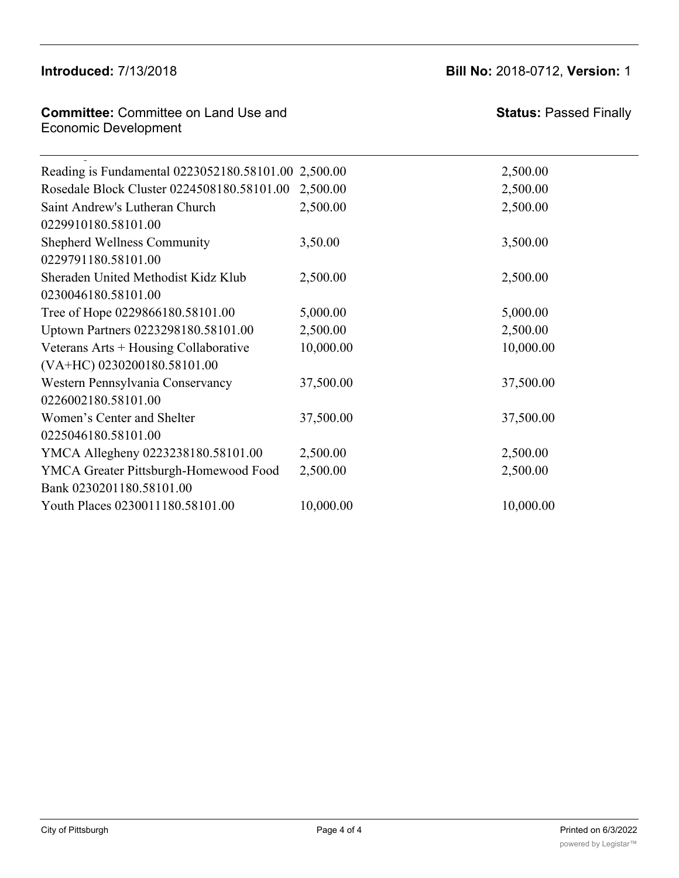**Introduced:** 7/13/2018

**Bill No:** 2018-0712, **Version:** 1

**Committee:** Committee on Land Use and Economic Development

**Status:** Passed Finally

| | | |
|---|---|---|
| Reading is Fundamental 0223052180.58101.00 | 2,500.00 | 2,500.00 |
| Rosedale Block Cluster 0224508180.58101.00 | 2,500.00 | 2,500.00 |
| Saint Andrew's Lutheran Church 0229910180.58101.00 | 2,500.00 | 2,500.00 |
| Shepherd Wellness Community 0229791180.58101.00 | 3,50.00 | 3,500.00 |
| Sheraden United Methodist Kidz Klub 0230046180.58101.00 | 2,500.00 | 2,500.00 |
| Tree of Hope 0229866180.58101.00 | 5,000.00 | 5,000.00 |
| Uptown Partners 0223298180.58101.00 | 2,500.00 | 2,500.00 |
| Veterans Arts + Housing Collaborative (VA+HC) 0230200180.58101.00 | 10,000.00 | 10,000.00 |
| Western Pennsylvania Conservancy 0226002180.58101.00 | 37,500.00 | 37,500.00 |
| Women's Center and Shelter 0225046180.58101.00 | 37,500.00 | 37,500.00 |
| YMCA Allegheny 0223238180.58101.00 | 2,500.00 | 2,500.00 |
| YMCA Greater Pittsburgh-Homewood Food Bank 0230201180.58101.00 | 2,500.00 | 2,500.00 |
| Youth Places 0230011180.58101.00 | 10,000.00 | 10,000.00 |